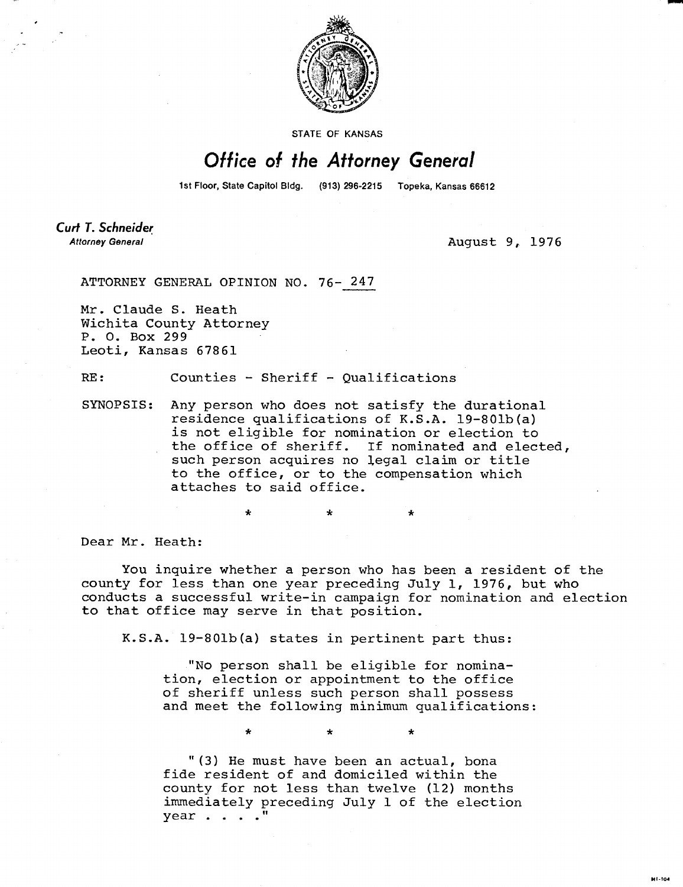STATE OF KANSAS

# *Office of the Attorney General*

1st Floor, State Capitol Bldg. (913) 296-2215 Topeka, Kansas 66612

***Curt T. Schneider***
*Attorney General*

August 9, 1976

ATTORNEY GENERAL OPINION NO. 76-247

Mr. Claude S. Heath
Wichita County Attorney
P. O. Box 299
Leoti, Kansas 67861

RE: Counties - Sheriff - Qualifications

SYNOPSIS: Any person who does not satisfy the durational residence qualifications of K.S.A. 19-801b(a) is not eligible for nomination or election to the office of sheriff. If nominated and elected, such person acquires no legal claim or title to the office, or to the compensation which attaches to said office.

\* \* \*

Dear Mr. Heath:

You inquire whether a person who has been a resident of the county for less than one year preceding July 1, 1976, but who conducts a successful write-in campaign for nomination and election to that office may serve in that position.

K.S.A. 19-801b(a) states in pertinent part thus:

> "No person shall be eligible for nomination, election or appointment to the office of sheriff unless such person shall possess and meet the following minimum qualifications:
>
> \* \* \*
>
> "(3) He must have been an actual, bona fide resident of and domiciled within the county for not less than twelve (12) months immediately preceding July 1 of the election year . . . ."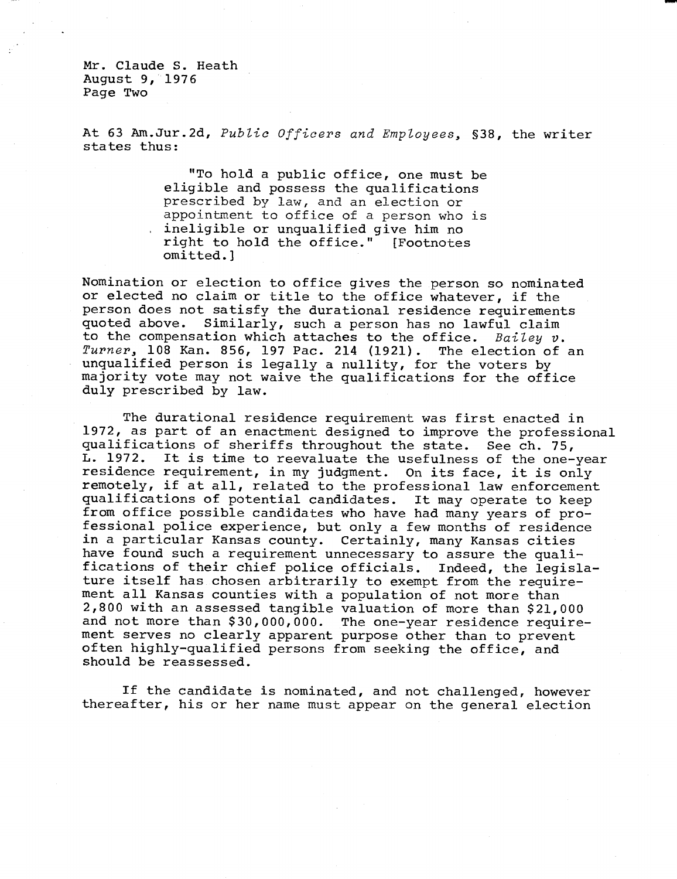Mr. Claude S. Heath
August 9, 1976
Page Two

At 63 Am.Jur.2d, *Public Officers and Employees*, §38, the writer states thus:

> "To hold a public office, one must be eligible and possess the qualifications prescribed by law, and an election or appointment to office of a person who is ineligible or unqualified give him no right to hold the office." [Footnotes omitted.]

Nomination or election to office gives the person so nominated or elected no claim or title to the office whatever, if the person does not satisfy the durational residence requirements quoted above. Similarly, such a person has no lawful claim to the compensation which attaches to the office. *Bailey v. Turner*, 108 Kan. 856, 197 Pac. 214 (1921). The election of an unqualified person is legally a nullity, for the voters by majority vote may not waive the qualifications for the office duly prescribed by law.

The durational residence requirement was first enacted in 1972, as part of an enactment designed to improve the professional qualifications of sheriffs throughout the state. See ch. 75, L. 1972. It is time to reevaluate the usefulness of the one-year residence requirement, in my judgment. On its face, it is only remotely, if at all, related to the professional law enforcement qualifications of potential candidates. It may operate to keep from office possible candidates who have had many years of professional police experience, but only a few months of residence in a particular Kansas county. Certainly, many Kansas cities have found such a requirement unnecessary to assure the qualifications of their chief police officials. Indeed, the legislature itself has chosen arbitrarily to exempt from the requirement all Kansas counties with a population of not more than 2,800 with an assessed tangible valuation of more than $21,000 and not more than $30,000,000. The one-year residence requirement serves no clearly apparent purpose other than to prevent often highly-qualified persons from seeking the office, and should be reassessed.

If the candidate is nominated, and not challenged, however thereafter, his or her name must appear on the general election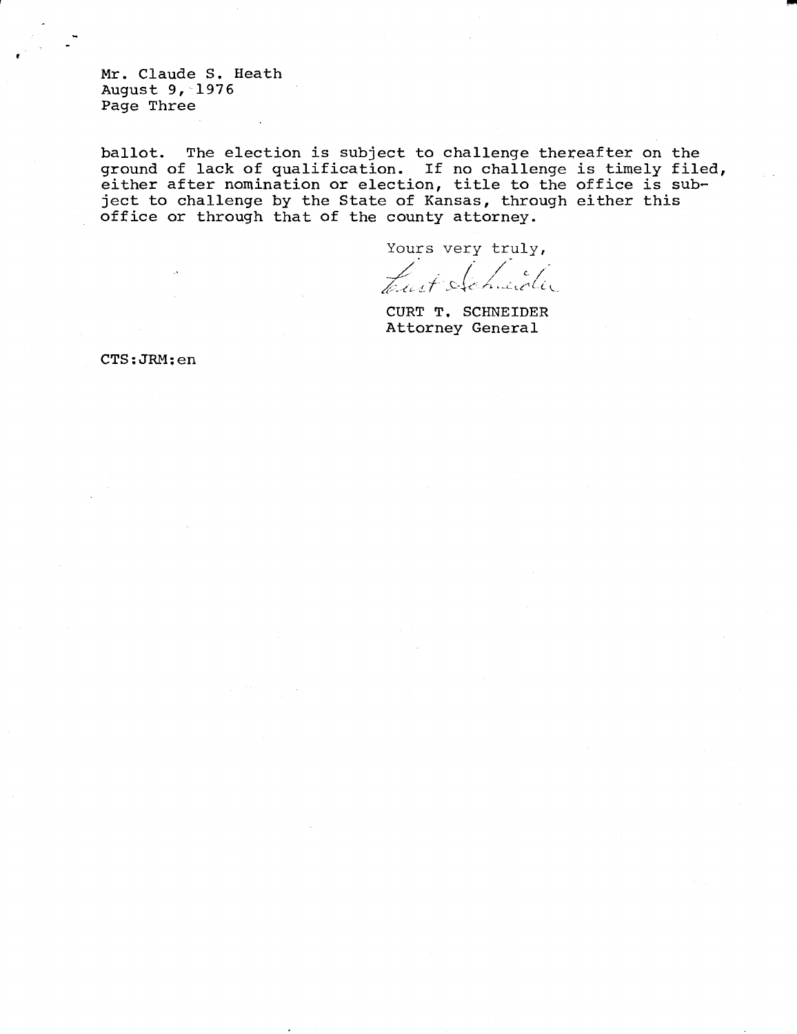ballot. The election is subject to challenge thereafter on the ground of lack of qualification. If no challenge is timely filed, either after nomination or election, title to the office is subject to challenge by the State of Kansas, through either this office or through that of the county attorney.

Yours very truly,

CURT T. SCHNEIDER
Attorney General

CTS:JRM:en